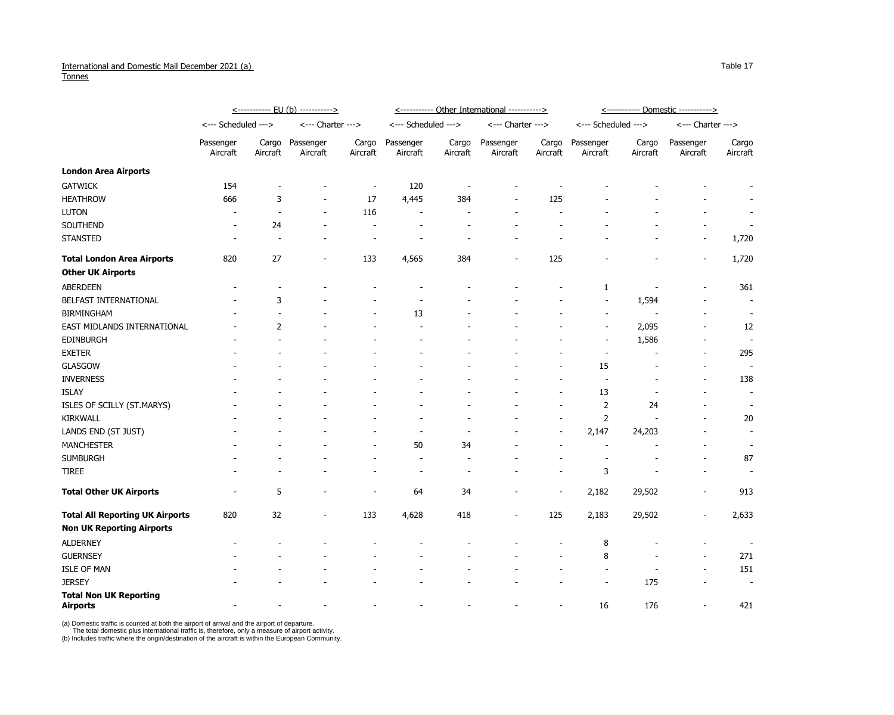International and Domestic Mail December 2021 (a)
Tonnes

| | EU (b) | | | | Other International | | | | Domestic | | | |
|---|---|---|---|---|---|---|---|---|---|---|---|---|
| | Scheduled | | Charter | | Scheduled | | Charter | | Scheduled | | Charter | |
| | Passenger Aircraft | Cargo Aircraft | Passenger Aircraft | Cargo Aircraft | Passenger Aircraft | Cargo Aircraft | Passenger Aircraft | Cargo Aircraft | Passenger Aircraft | Cargo Aircraft | Passenger Aircraft | Cargo Aircraft |
| **London Area Airports** | | | | | | | | | | | | |
| GATWICK | 154 | - | - | - | 120 | - | - | - | - | - | - | - |
| HEATHROW | 666 | 3 | - | 17 | 4,445 | 384 | - | 125 | - | - | - | - |
| LUTON | - | - | - | 116 | - | - | - | - | - | - | - | - |
| SOUTHEND | - | 24 | - | - | - | - | - | - | - | - | - | - |
| STANSTED | - | - | - | - | - | - | - | - | - | - | - | 1,720 |
| **Total London Area Airports** | 820 | 27 | - | 133 | 4,565 | 384 | - | 125 | - | - | - | 1,720 |
| **Other UK Airports** | | | | | | | | | | | | |
| ABERDEEN | - | - | - | - | - | - | - | - | 1 | - | - | 361 |
| BELFAST INTERNATIONAL | - | 3 | - | - | - | - | - | - | - | 1,594 | - | - |
| BIRMINGHAM | - | - | - | - | 13 | - | - | - | - | - | - | - |
| EAST MIDLANDS INTERNATIONAL | - | 2 | - | - | - | - | - | - | - | 2,095 | - | 12 |
| EDINBURGH | - | - | - | - | - | - | - | - | - | 1,586 | - | - |
| EXETER | - | - | - | - | - | - | - | - | - | - | - | 295 |
| GLASGOW | - | - | - | - | - | - | - | - | 15 | - | - | - |
| INVERNESS | - | - | - | - | - | - | - | - | - | - | - | 138 |
| ISLAY | - | - | - | - | - | - | - | - | 13 | - | - | - |
| ISLES OF SCILLY (ST.MARYS) | - | - | - | - | - | - | - | - | 2 | 24 | - | - |
| KIRKWALL | - | - | - | - | - | - | - | - | 2 | - | - | 20 |
| LANDS END (ST JUST) | - | - | - | - | - | - | - | - | 2,147 | 24,203 | - | - |
| MANCHESTER | - | - | - | - | 50 | 34 | - | - | - | - | - | - |
| SUMBURGH | - | - | - | - | - | - | - | - | - | - | - | 87 |
| TIREE | - | - | - | - | - | - | - | - | 3 | - | - | - |
| **Total Other UK Airports** | - | 5 | - | - | 64 | 34 | - | - | 2,182 | 29,502 | - | 913 |
| **Total All Reporting UK Airports** | 820 | 32 | - | 133 | 4,628 | 418 | - | 125 | 2,183 | 29,502 | - | 2,633 |
| **Non UK Reporting Airports** | | | | | | | | | | | | |
| ALDERNEY | - | - | - | - | - | - | - | - | 8 | - | - | - |
| GUERNSEY | - | - | - | - | - | - | - | - | 8 | - | - | 271 |
| ISLE OF MAN | - | - | - | - | - | - | - | - | - | - | - | 151 |
| JERSEY | - | - | - | - | - | - | - | - | - | 175 | - | - |
| **Total Non UK Reporting Airports** | - | - | - | - | - | - | - | - | 16 | 176 | - | 421 |

(a) Domestic traffic is counted at both the airport of arrival and the airport of departure.
The total domestic plus international traffic is, therefore, only a measure of airport activity.
(b) Includes traffic where the origin/destination of the aircraft is within the European Community.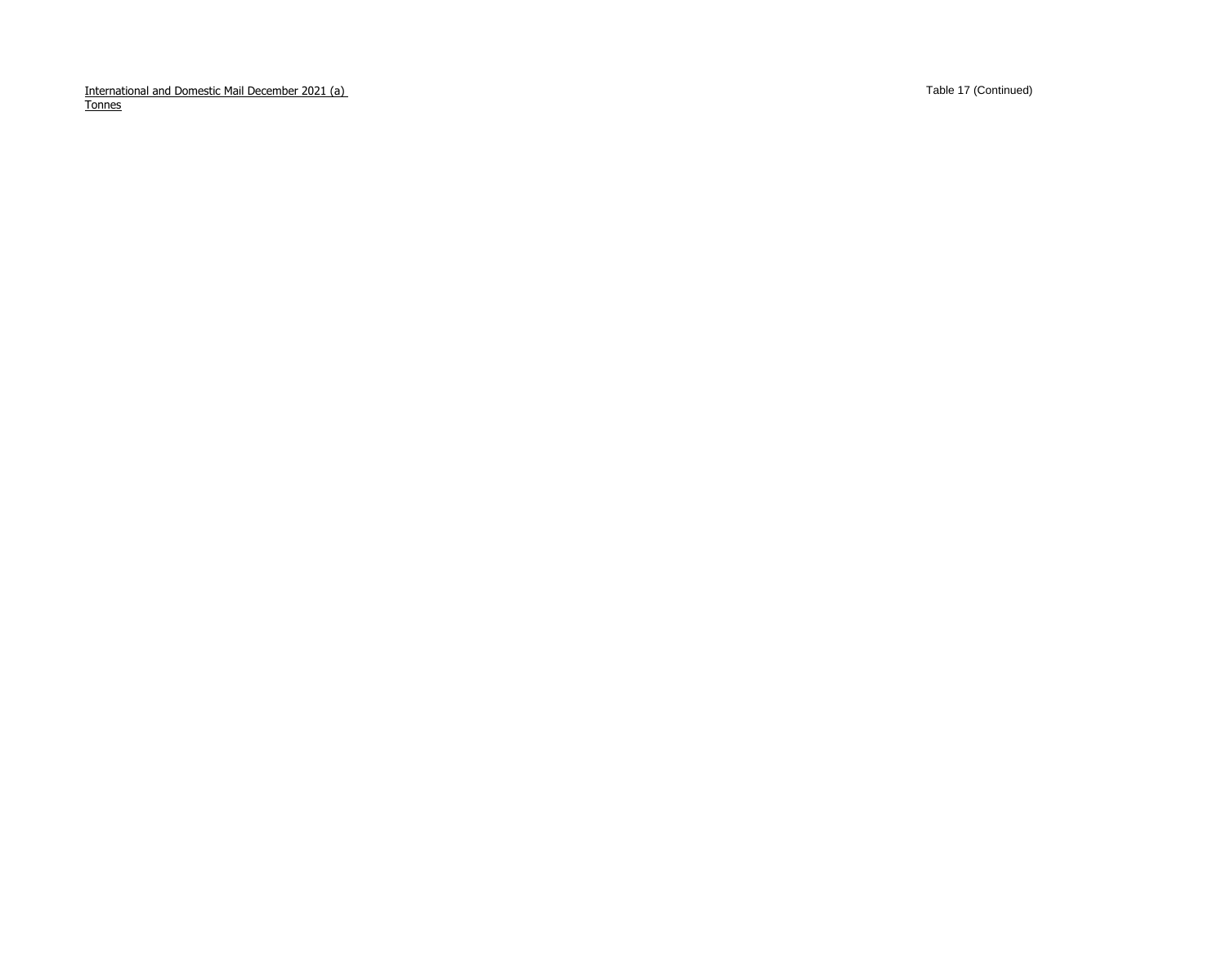International and Domestic Mail December 2021 (a)
Tonnes

Table 17 (Continued)